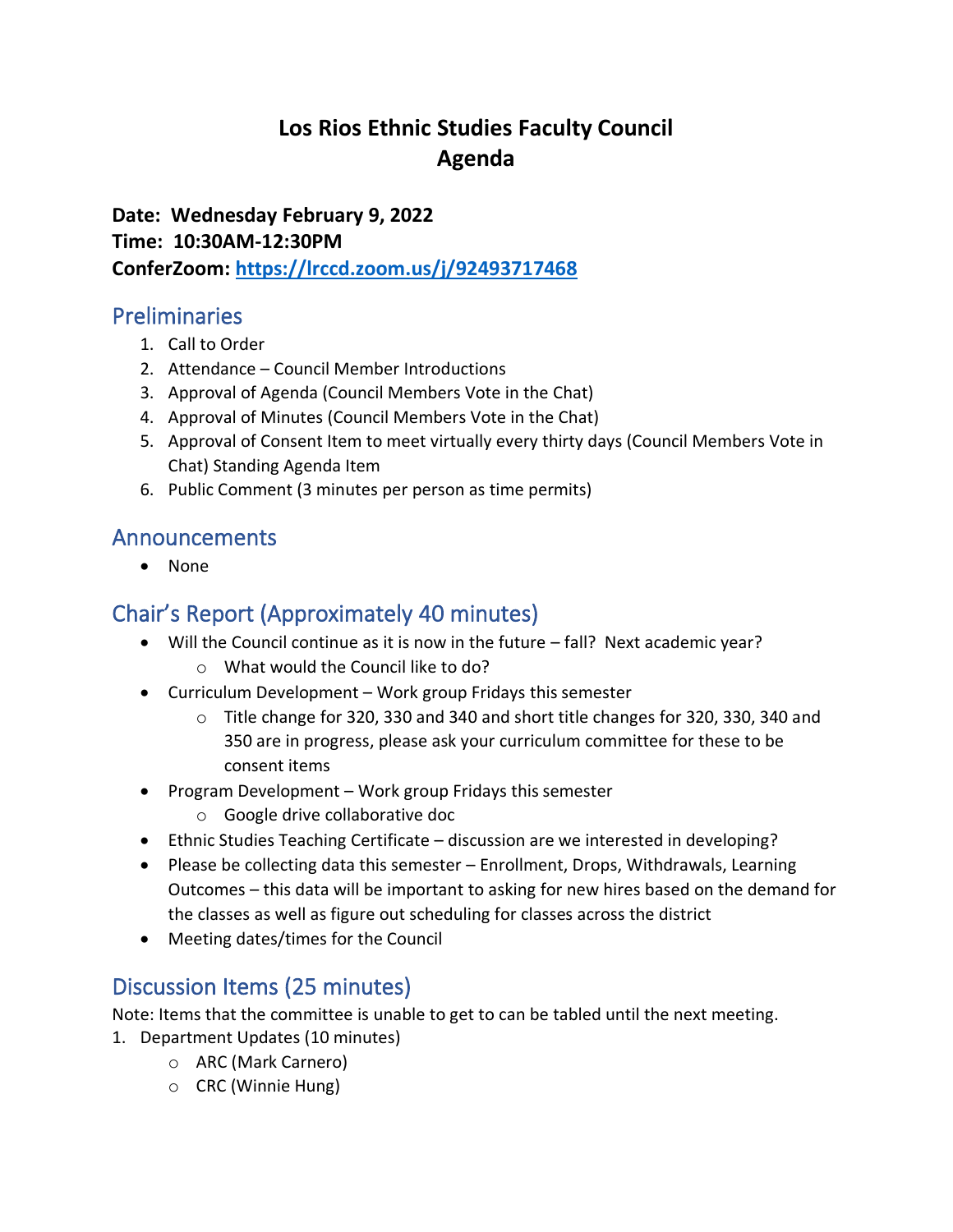# Los Rios Ethnic Studies Faculty Council
# Agenda

**Date: Wednesday February 9, 2022**
**Time: 10:30AM-12:30PM**
**ConferZoom: [https://lrccd.zoom.us/j/92493717468](https://lrccd.zoom.us/j/92493717468)**

## Preliminaries

1. Call to Order
2. Attendance – Council Member Introductions
3. Approval of Agenda (Council Members Vote in the Chat)
4. Approval of Minutes (Council Members Vote in the Chat)
5. Approval of Consent Item to meet virtually every thirty days (Council Members Vote in Chat) Standing Agenda Item
6. Public Comment (3 minutes per person as time permits)

## Announcements

- None

## Chair's Report (Approximately 40 minutes)

- Will the Council continue as it is now in the future – fall? Next academic year?
  - What would the Council like to do?
- Curriculum Development – Work group Fridays this semester
  - Title change for 320, 330 and 340 and short title changes for 320, 330, 340 and 350 are in progress, please ask your curriculum committee for these to be consent items
- Program Development – Work group Fridays this semester
  - Google drive collaborative doc
- Ethnic Studies Teaching Certificate – discussion are we interested in developing?
- Please be collecting data this semester – Enrollment, Drops, Withdrawals, Learning Outcomes – this data will be important to asking for new hires based on the demand for the classes as well as figure out scheduling for classes across the district
- Meeting dates/times for the Council

## Discussion Items (25 minutes)

Note: Items that the committee is unable to get to can be tabled until the next meeting.

1. Department Updates (10 minutes)
   - ARC (Mark Carnero)
   - CRC (Winnie Hung)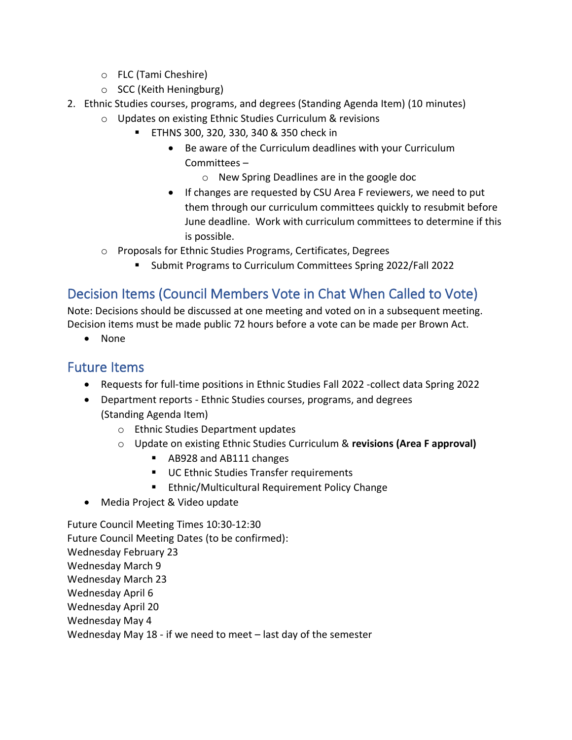- FLC (Tami Cheshire)
    - SCC (Keith Heningburg)
2. Ethnic Studies courses, programs, and degrees (Standing Agenda Item) (10 minutes)
    - Updates on existing Ethnic Studies Curriculum & revisions
        - ETHNS 300, 320, 330, 340 & 350 check in
            - Be aware of the Curriculum deadlines with your Curriculum Committees –
                - New Spring Deadlines are in the google doc
            - If changes are requested by CSU Area F reviewers, we need to put them through our curriculum committees quickly to resubmit before June deadline. Work with curriculum committees to determine if this is possible.
    - Proposals for Ethnic Studies Programs, Certificates, Degrees
        - Submit Programs to Curriculum Committees Spring 2022/Fall 2022

## Decision Items (Council Members Vote in Chat When Called to Vote)

Note: Decisions should be discussed at one meeting and voted on in a subsequent meeting. Decision items must be made public 72 hours before a vote can be made per Brown Act.

- None

## Future Items

- Requests for full-time positions in Ethnic Studies Fall 2022 -collect data Spring 2022
- Department reports - Ethnic Studies courses, programs, and degrees (Standing Agenda Item)
    - Ethnic Studies Department updates
    - Update on existing Ethnic Studies Curriculum & **revisions (Area F approval)**
        - AB928 and AB111 changes
        - UC Ethnic Studies Transfer requirements
        - Ethnic/Multicultural Requirement Policy Change
- Media Project & Video update

Future Council Meeting Times 10:30-12:30
Future Council Meeting Dates (to be confirmed):
Wednesday February 23
Wednesday March 9
Wednesday March 23
Wednesday April 6
Wednesday April 20
Wednesday May 4
Wednesday May 18 - if we need to meet – last day of the semester